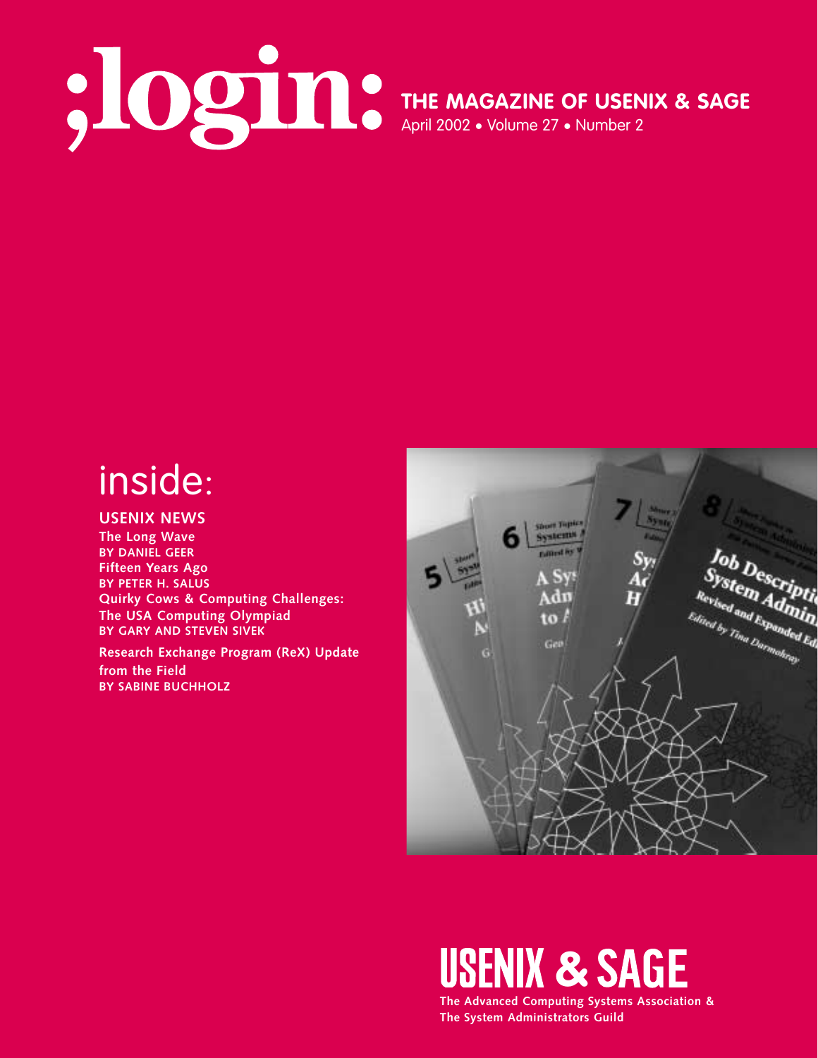# ;login:

## THE MAGAZINE OF USENIX & SAGE

April 2002 • Volume 27 • Number 2

## inside:

### USENIX NEWS

**The Long Wave**
**BY DANIEL GEER**

**Fifteen Years Ago**
**BY PETER H. SALUS**

**Quirky Cows & Computing Challenges: The USA Computing Olympiad**
**BY GARY AND STEVEN SIVEK**

**Research Exchange Program (ReX) Update from the Field**
**BY SABINE BUCHHOLZ**

**USENIX & SAGE**

**The Advanced Computing Systems Association & The System Administrators Guild**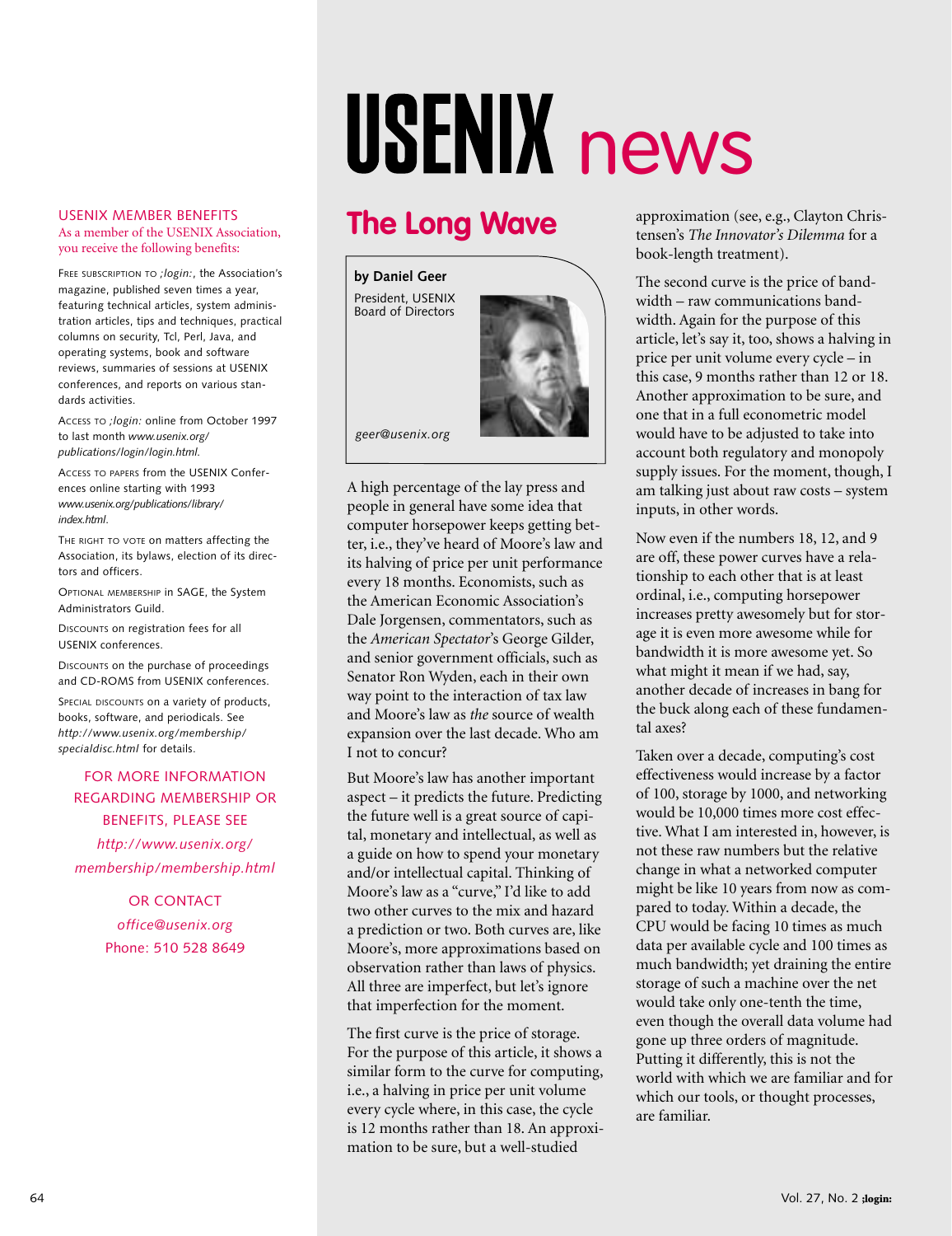# USENIX news

USENIX MEMBER BENEFITS

As a member of the USENIX Association, you receive the following benefits:

FREE SUBSCRIPTION TO *;login:*, the Association's magazine, published seven times a year, featuring technical articles, system administration articles, tips and techniques, practical columns on security, Tcl, Perl, Java, and operating systems, book and software reviews, summaries of sessions at USENIX conferences, and reports on various standards activities.

ACCESS TO *;login:* online from October 1997 to last month *www.usenix.org/publications/login/login.html*.

ACCESS TO PAPERS from the USENIX Conferences online starting with 1993 *www.usenix.org/publications/library/index.html*.

THE RIGHT TO VOTE on matters affecting the Association, its bylaws, election of its directors and officers.

OPTIONAL MEMBERSHIP in SAGE, the System Administrators Guild.

DISCOUNTS on registration fees for all USENIX conferences.

DISCOUNTS on the purchase of proceedings and CD-ROMS from USENIX conferences.

SPECIAL DISCOUNTS on a variety of products, books, software, and periodicals. See *http://www.usenix.org/membership/specialdisc.html* for details.

FOR MORE INFORMATION REGARDING MEMBERSHIP OR BENEFITS, PLEASE SEE *http://www.usenix.org/membership/membership.html*

OR CONTACT *office@usenix.org*
Phone: 510 528 8649

## The Long Wave

**by Daniel Geer**

President, USENIX Board of Directors

*geer@usenix.org*

A high percentage of the lay press and people in general have some idea that computer horsepower keeps getting better, i.e., they've heard of Moore's law and its halving of price per unit performance every 18 months. Economists, such as the American Economic Association's Dale Jorgensen, commentators, such as the *American Spectator*'s George Gilder, and senior government officials, such as Senator Ron Wyden, each in their own way point to the interaction of tax law and Moore's law as *the* source of wealth expansion over the last decade. Who am I not to concur?

But Moore's law has another important aspect – it predicts the future. Predicting the future well is a great source of capital, monetary and intellectual, as well as a guide on how to spend your monetary and/or intellectual capital. Thinking of Moore's law as a "curve," I'd like to add two other curves to the mix and hazard a prediction or two. Both curves are, like Moore's, more approximations based on observation rather than laws of physics. All three are imperfect, but let's ignore that imperfection for the moment.

The first curve is the price of storage. For the purpose of this article, it shows a similar form to the curve for computing, i.e., a halving in price per unit volume every cycle where, in this case, the cycle is 12 months rather than 18. An approximation to be sure, but a well-studied approximation (see, e.g., Clayton Christensen's *The Innovator's Dilemma* for a book-length treatment).

The second curve is the price of bandwidth – raw communications bandwidth. Again for the purpose of this article, let's say it, too, shows a halving in price per unit volume every cycle – in this case, 9 months rather than 12 or 18. Another approximation to be sure, and one that in a full econometric model would have to be adjusted to take into account both regulatory and monopoly supply issues. For the moment, though, I am talking just about raw costs – system inputs, in other words.

Now even if the numbers 18, 12, and 9 are off, these power curves have a relationship to each other that is at least ordinal, i.e., computing horsepower increases pretty awesomely but for storage it is even more awesome while for bandwidth it is more awesome yet. So what might it mean if we had, say, another decade of increases in bang for the buck along each of these fundamental axes?

Taken over a decade, computing's cost effectiveness would increase by a factor of 100, storage by 1000, and networking would be 10,000 times more cost effective. What I am interested in, however, is not these raw numbers but the relative change in what a networked computer might be like 10 years from now as compared to today. Within a decade, the CPU would be facing 10 times as much data per available cycle and 100 times as much bandwidth; yet draining the entire storage of such a machine over the net would take only one-tenth the time, even though the overall data volume had gone up three orders of magnitude. Putting it differently, this is not the world with which we are familiar and for which our tools, or thought processes, are familiar.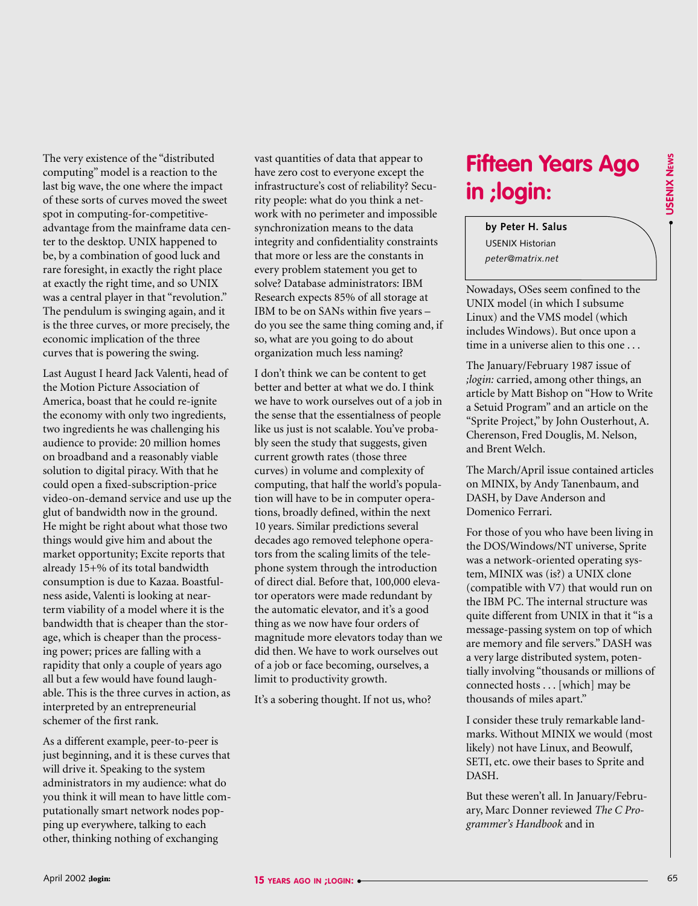The very existence of the "distributed computing" model is a reaction to the last big wave, the one where the impact of these sorts of curves moved the sweet spot in computing-for-competitive-advantage from the mainframe data center to the desktop. UNIX happened to be, by a combination of good luck and rare foresight, in exactly the right place at exactly the right time, and so UNIX was a central player in that "revolution." The pendulum is swinging again, and it is the three curves, or more precisely, the economic implication of the three curves that is powering the swing.

Last August I heard Jack Valenti, head of the Motion Picture Association of America, boast that he could re-ignite the economy with only two ingredients, two ingredients he was challenging his audience to provide: 20 million homes on broadband and a reasonably viable solution to digital piracy. With that he could open a fixed-subscription-price video-on-demand service and use up the glut of bandwidth now in the ground. He might be right about what those two things would give him and about the market opportunity; Excite reports that already 15+% of its total bandwidth consumption is due to Kazaa. Boastfulness aside, Valenti is looking at near-term viability of a model where it is the bandwidth that is cheaper than the storage, which is cheaper than the processing power; prices are falling with a rapidity that only a couple of years ago all but a few would have found laughable. This is the three curves in action, as interpreted by an entrepreneurial schemer of the first rank.

As a different example, peer-to-peer is just beginning, and it is these curves that will drive it. Speaking to the system administrators in my audience: what do you think it will mean to have little computationally smart network nodes popping up everywhere, talking to each other, thinking nothing of exchanging vast quantities of data that appear to have zero cost to everyone except the infrastructure's cost of reliability? Security people: what do you think a network with no perimeter and impossible synchronization means to the data integrity and confidentiality constraints that more or less are the constants in every problem statement you get to solve? Database administrators: IBM Research expects 85% of all storage at IBM to be on SANs within five years – do you see the same thing coming and, if so, what are you going to do about organization much less naming?

I don't think we can be content to get better and better at what we do. I think we have to work ourselves out of a job in the sense that the essentialness of people like us just is not scalable. You've probably seen the study that suggests, given current growth rates (those three curves) in volume and complexity of computing, that half the world's population will have to be in computer operations, broadly defined, within the next 10 years. Similar predictions several decades ago removed telephone operators from the scaling limits of the telephone system through the introduction of direct dial. Before that, 100,000 elevator operators were made redundant by the automatic elevator, and it's a good thing as we now have four orders of magnitude more elevators today than we did then. We have to work ourselves out of a job or face becoming, ourselves, a limit to productivity growth.

It's a sobering thought. If not us, who?

# Fifteen Years Ago in ;login:

**by Peter H. Salus**
USENIX Historian
*peter@matrix.net*

Nowadays, OSes seem confined to the UNIX model (in which I subsume Linux) and the VMS model (which includes Windows). But once upon a time in a universe alien to this one . . .

The January/February 1987 issue of *;login:* carried, among other things, an article by Matt Bishop on "How to Write a Setuid Program" and an article on the "Sprite Project," by John Ousterhout, A. Cherenson, Fred Douglis, M. Nelson, and Brent Welch.

The March/April issue contained articles on MINIX, by Andy Tanenbaum, and DASH, by Dave Anderson and Domenico Ferrari.

For those of you who have been living in the DOS/Windows/NT universe, Sprite was a network-oriented operating system, MINIX was (is?) a UNIX clone (compatible with V7) that would run on the IBM PC. The internal structure was quite different from UNIX in that it "is a message-passing system on top of which are memory and file servers." DASH was a very large distributed system, potentially involving "thousands or millions of connected hosts . . . [which] may be thousands of miles apart."

I consider these truly remarkable landmarks. Without MINIX we would (most likely) not have Linux, and Beowulf, SETI, etc. owe their bases to Sprite and DASH.

But these weren't all. In January/February, Marc Donner reviewed *The C Programmer's Handbook* and in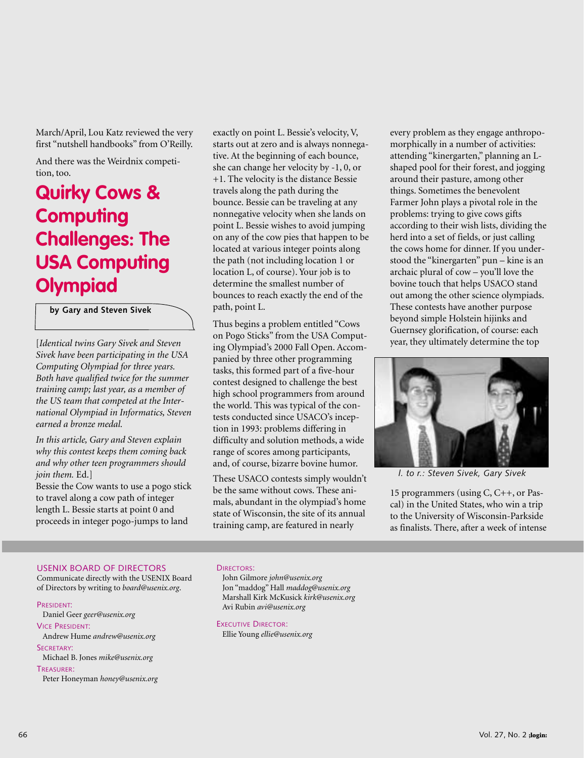March/April, Lou Katz reviewed the very first "nutshell handbooks" from O'Reilly.

And there was the Weirdnix competition, too.

# Quirky Cows & Computing Challenges: The USA Computing Olympiad

**by Gary and Steven Sivek**

[*Identical twins Gary Sivek and Steven Sivek have been participating in the USA Computing Olympiad for three years. Both have qualified twice for the summer training camp; last year, as a member of the US team that competed at the International Olympiad in Informatics, Steven earned a bronze medal.*

*In this article, Gary and Steven explain why this contest keeps them coming back and why other teen programmers should join them.* Ed.]

Bessie the Cow wants to use a pogo stick to travel along a cow path of integer length L. Bessie starts at point 0 and proceeds in integer pogo-jumps to land exactly on point L. Bessie's velocity, V, starts out at zero and is always nonnegative. At the beginning of each bounce, she can change her velocity by -1, 0, or +1. The velocity is the distance Bessie travels along the path during the bounce. Bessie can be traveling at any nonnegative velocity when she lands on point L. Bessie wishes to avoid jumping on any of the cow pies that happen to be located at various integer points along the path (not including location 1 or location L, of course). Your job is to determine the smallest number of bounces to reach exactly the end of the path, point L.

Thus begins a problem entitled "Cows on Pogo Sticks" from the USA Computing Olympiad's 2000 Fall Open. Accompanied by three other programming tasks, this formed part of a five-hour contest designed to challenge the best high school programmers from around the world. This was typical of the contests conducted since USACO's inception in 1993: problems differing in difficulty and solution methods, a wide range of scores among participants, and, of course, bizarre bovine humor.

These USACO contests simply wouldn't be the same without cows. These animals, abundant in the olympiad's home state of Wisconsin, the site of its annual training camp, are featured in nearly every problem as they engage anthropomorphically in a number of activities: attending "kinergarten," planning an L-shaped pool for their forest, and jogging around their pasture, among other things. Sometimes the benevolent Farmer John plays a pivotal role in the problems: trying to give cows gifts according to their wish lists, dividing the herd into a set of fields, or just calling the cows home for dinner. If you understood the "kinergarten" pun – kine is an archaic plural of cow – you'll love the bovine touch that helps USACO stand out among the other science olympiads. These contests have another purpose beyond simple Holstein hijinks and Guernsey glorification, of course: each year, they ultimately determine the top

*l. to r.: Steven Sivek, Gary Sivek*

15 programmers (using C, C++, or Pascal) in the United States, who win a trip to the University of Wisconsin-Parkside as finalists. There, after a week of intense

USENIX BOARD OF DIRECTORS

Communicate directly with the USENIX Board of Directors by writing to *board@usenix.org*.

PRESIDENT:
Daniel Geer *geer@usenix.org*

VICE PRESIDENT:
Andrew Hume *andrew@usenix.org*

SECRETARY:
Michael B. Jones *mike@usenix.org*

TREASURER:
Peter Honeyman *honey@usenix.org*

DIRECTORS:
John Gilmore *john@usenix.org*
Jon "maddog" Hall *maddog@usenix.org*
Marshall Kirk McKusick *kirk@usenix.org*
Avi Rubin *avi@usenix.org*

EXECUTIVE DIRECTOR:
Ellie Young *ellie@usenix.org*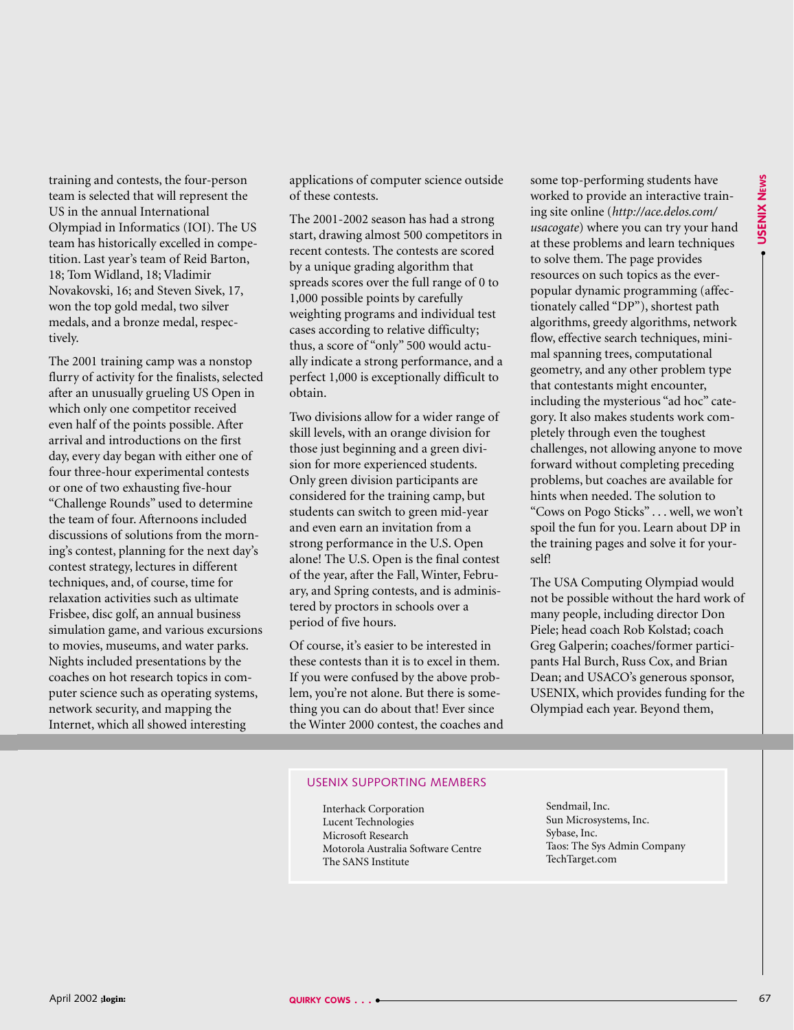training and contests, the four-person team is selected that will represent the US in the annual International Olympiad in Informatics (IOI). The US team has historically excelled in competition. Last year's team of Reid Barton, 18; Tom Widland, 18; Vladimir Novakovski, 16; and Steven Sivek, 17, won the top gold medal, two silver medals, and a bronze medal, respectively.

The 2001 training camp was a nonstop flurry of activity for the finalists, selected after an unusually grueling US Open in which only one competitor received even half of the points possible. After arrival and introductions on the first day, every day began with either one of four three-hour experimental contests or one of two exhausting five-hour "Challenge Rounds" used to determine the team of four. Afternoons included discussions of solutions from the morning's contest, planning for the next day's contest strategy, lectures in different techniques, and, of course, time for relaxation activities such as ultimate Frisbee, disc golf, an annual business simulation game, and various excursions to movies, museums, and water parks. Nights included presentations by the coaches on hot research topics in computer science such as operating systems, network security, and mapping the Internet, which all showed interesting applications of computer science outside of these contests.

The 2001-2002 season has had a strong start, drawing almost 500 competitors in recent contests. The contests are scored by a unique grading algorithm that spreads scores over the full range of 0 to 1,000 possible points by carefully weighting programs and individual test cases according to relative difficulty; thus, a score of "only" 500 would actually indicate a strong performance, and a perfect 1,000 is exceptionally difficult to obtain.

Two divisions allow for a wider range of skill levels, with an orange division for those just beginning and a green division for more experienced students. Only green division participants are considered for the training camp, but students can switch to green mid-year and even earn an invitation from a strong performance in the U.S. Open alone! The U.S. Open is the final contest of the year, after the Fall, Winter, February, and Spring contests, and is administered by proctors in schools over a period of five hours.

Of course, it's easier to be interested in these contests than it is to excel in them. If you were confused by the above problem, you're not alone. But there is something you can do about that! Ever since the Winter 2000 contest, the coaches and some top-performing students have worked to provide an interactive training site online (*http://ace.delos.com/usacogate*) where you can try your hand at these problems and learn techniques to solve them. The page provides resources on such topics as the ever-popular dynamic programming (affectionately called "DP"), shortest path algorithms, greedy algorithms, network flow, effective search techniques, minimal spanning trees, computational geometry, and any other problem type that contestants might encounter, including the mysterious "ad hoc" category. It also makes students work completely through even the toughest challenges, not allowing anyone to move forward without completing preceding problems, but coaches are available for hints when needed. The solution to "Cows on Pogo Sticks" . . . well, we won't spoil the fun for you. Learn about DP in the training pages and solve it for yourself!

The USA Computing Olympiad would not be possible without the hard work of many people, including director Don Piele; head coach Rob Kolstad; coach Greg Galperin; coaches/former participants Hal Burch, Russ Cox, and Brian Dean; and USACO's generous sponsor, USENIX, which provides funding for the Olympiad each year. Beyond them,

## USENIX SUPPORTING MEMBERS

- Interhack Corporation
- Lucent Technologies
- Microsoft Research
- Motorola Australia Software Centre
- The SANS Institute
- Sendmail, Inc.
- Sun Microsystems, Inc.
- Sybase, Inc.
- Taos: The Sys Admin Company
- TechTarget.com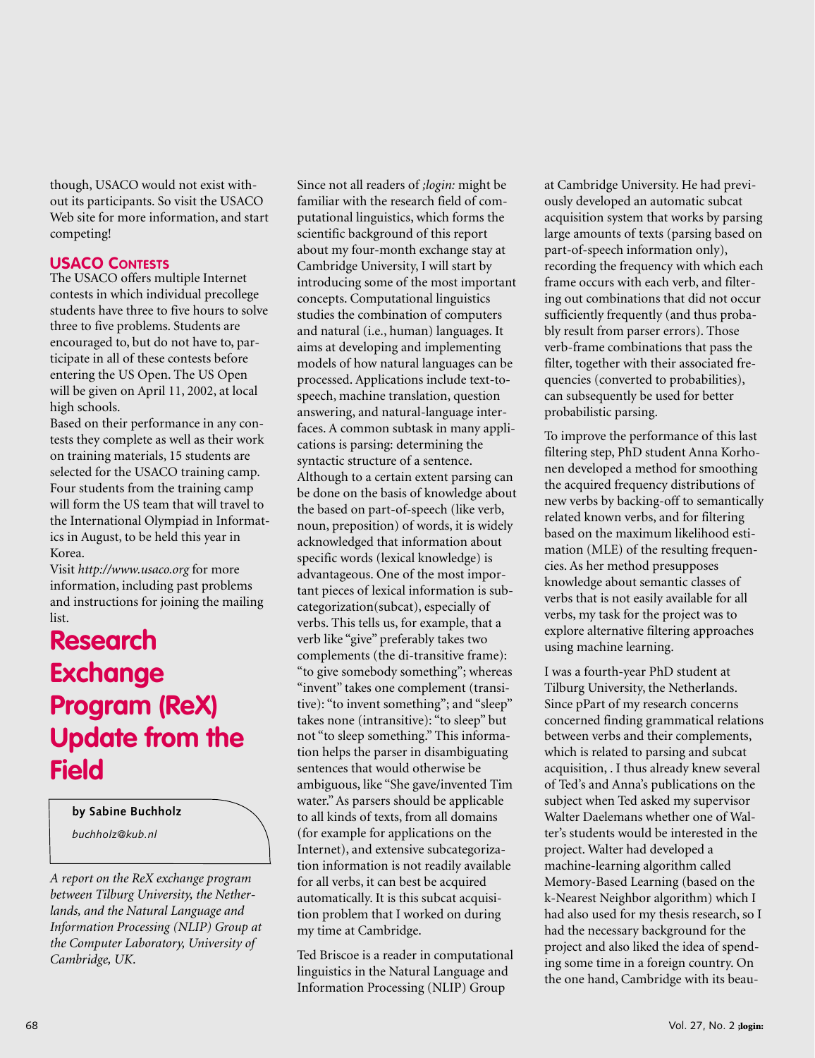though, USACO would not exist without its participants. So visit the USACO Web site for more information, and start competing!

### USACO Contests

The USACO offers multiple Internet contests in which individual precollege students have three to five hours to solve three to five problems. Students are encouraged to, but do not have to, participate in all of these contests before entering the US Open. The US Open will be given on April 11, 2002, at local high schools.

Based on their performance in any contests they complete as well as their work on training materials, 15 students are selected for the USACO training camp. Four students from the training camp will form the US team that will travel to the International Olympiad in Informatics in August, to be held this year in Korea.

Visit *http://www.usaco.org* for more information, including past problems and instructions for joining the mailing list.

# Research Exchange Program (ReX) Update from the Field

**by Sabine Buchholz**

*buchholz@kub.nl*

*A report on the ReX exchange program between Tilburg University, the Netherlands, and the Natural Language and Information Processing (NLIP) Group at the Computer Laboratory, University of Cambridge, UK.*

Since not all readers of *;login:* might be familiar with the research field of computational linguistics, which forms the scientific background of this report about my four-month exchange stay at Cambridge University, I will start by introducing some of the most important concepts. Computational linguistics studies the combination of computers and natural (i.e., human) languages. It aims at developing and implementing models of how natural languages can be processed. Applications include text-to-speech, machine translation, question answering, and natural-language interfaces. A common subtask in many applications is parsing: determining the syntactic structure of a sentence. Although to a certain extent parsing can be done on the basis of knowledge about the based on part-of-speech (like verb, noun, preposition) of words, it is widely acknowledged that information about specific words (lexical knowledge) is advantageous. One of the most important pieces of lexical information is subcategorization(subcat), especially of verbs. This tells us, for example, that a verb like "give" preferably takes two complements (the di-transitive frame): "to give somebody something"; whereas "invent" takes one complement (transitive): "to invent something"; and "sleep" takes none (intransitive): "to sleep" but not "to sleep something." This information helps the parser in disambiguating sentences that would otherwise be ambiguous, like "She gave/invented Tim water." As parsers should be applicable to all kinds of texts, from all domains (for example for applications on the Internet), and extensive subcategorization information is not readily available for all verbs, it can best be acquired automatically. It is this subcat acquisition problem that I worked on during my time at Cambridge.

Ted Briscoe is a reader in computational linguistics in the Natural Language and Information Processing (NLIP) Group at Cambridge University. He had previously developed an automatic subcat acquisition system that works by parsing large amounts of texts (parsing based on part-of-speech information only), recording the frequency with which each frame occurs with each verb, and filtering out combinations that did not occur sufficiently frequently (and thus probably result from parser errors). Those verb-frame combinations that pass the filter, together with their associated frequencies (converted to probabilities), can subsequently be used for better probabilistic parsing.

To improve the performance of this last filtering step, PhD student Anna Korhonen developed a method for smoothing the acquired frequency distributions of new verbs by backing-off to semantically related known verbs, and for filtering based on the maximum likelihood estimation (MLE) of the resulting frequencies. As her method presupposes knowledge about semantic classes of verbs that is not easily available for all verbs, my task for the project was to explore alternative filtering approaches using machine learning.

I was a fourth-year PhD student at Tilburg University, the Netherlands. Since pPart of my research concerns concerned finding grammatical relations between verbs and their complements, which is related to parsing and subcat acquisition, . I thus already knew several of Ted's and Anna's publications on the subject when Ted asked my supervisor Walter Daelemans whether one of Walter's students would be interested in the project. Walter had developed a machine-learning algorithm called Memory-Based Learning (based on the k-Nearest Neighbor algorithm) which I had also used for my thesis research, so I had the necessary background for the project and also liked the idea of spending some time in a foreign country. On the one hand, Cambridge with its beau-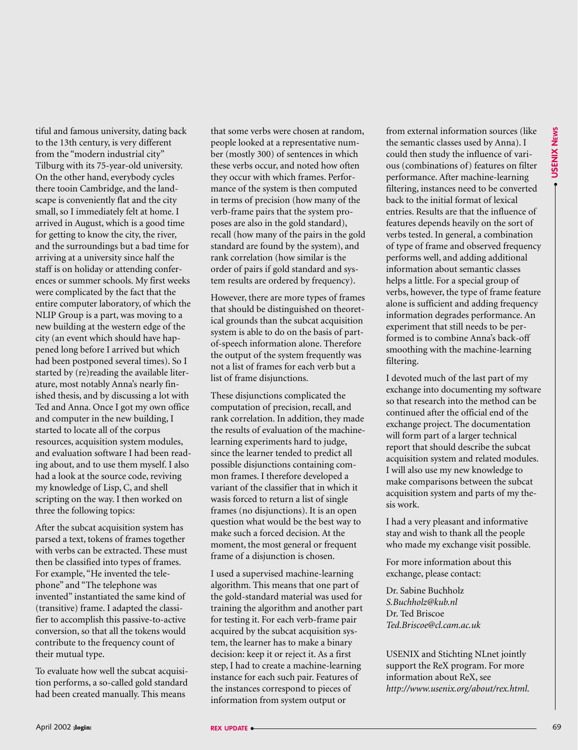tiful and famous university, dating back to the 13th century, is very different from the "modern industrial city" Tilburg with its 75-year-old university. On the other hand, everybody cycles there tooin Cambridge, and the landscape is conveniently flat and the city small, so I immediately felt at home. I arrived in August, which is a good time for getting to know the city, the river, and the surroundings but a bad time for arriving at a university since half the staff is on holiday or attending conferences or summer schools. My first weeks were complicated by the fact that the entire computer laboratory, of which the NLIP Group is a part, was moving to a new building at the western edge of the city (an event which should have happened long before I arrived but which had been postponed several times). So I started by (re)reading the available literature, most notably Anna's nearly finished thesis, and by discussing a lot with Ted and Anna. Once I got my own office and computer in the new building, I started to locate all of the corpus resources, acquisition system modules, and evaluation software I had been reading about, and to use them myself. I also had a look at the source code, reviving my knowledge of Lisp, C, and shell scripting on the way. I then worked on three the following topics:

After the subcat acquisition system has parsed a text, tokens of frames together with verbs can be extracted. These must then be classified into types of frames. For example, "He invented the telephone" and "The telephone was invented" instantiated the same kind of (transitive) frame. I adapted the classifier to accomplish this passive-to-active conversion, so that all the tokens would contribute to the frequency count of their mutual type.

To evaluate how well the subcat acquisition performs, a so-called gold standard had been created manually. This means that some verbs were chosen at random, people looked at a representative number (mostly 300) of sentences in which these verbs occur, and noted how often they occur with which frames. Performance of the system is then computed in terms of precision (how many of the verb-frame pairs that the system proposes are also in the gold standard), recall (how many of the pairs in the gold standard are found by the system), and rank correlation (how similar is the order of pairs if gold standard and system results are ordered by frequency).

However, there are more types of frames that should be distinguished on theoretical grounds than the subcat acquisition system is able to do on the basis of part-of-speech information alone. Therefore the output of the system frequently was not a list of frames for each verb but a list of frame disjunctions.

These disjunctions complicated the computation of precision, recall, and rank correlation. In addition, they made the results of evaluation of the machine-learning experiments hard to judge, since the learner tended to predict all possible disjunctions containing common frames. I therefore developed a variant of the classifier that in which it wasis forced to return a list of single frames (no disjunctions). It is an open question what would be the best way to make such a forced decision. At the moment, the most general or frequent frame of a disjunction is chosen.

I used a supervised machine-learning algorithm. This means that one part of the gold-standard material was used for training the algorithm and another part for testing it. For each verb-frame pair acquired by the subcat acquisition system, the learner has to make a binary decision: keep it or reject it. As a first step, I had to create a machine-learning instance for each such pair. Features of the instances correspond to pieces of information from system output or from external information sources (like the semantic classes used by Anna). I could then study the influence of various (combinations of) features on filter performance. After machine-learning filtering, instances need to be converted back to the initial format of lexical entries. Results are that the influence of features depends heavily on the sort of verbs tested. In general, a combination of type of frame and observed frequency performs well, and adding additional information about semantic classes helps a little. For a special group of verbs, however, the type of frame feature alone is sufficient and adding frequency information degrades performance. An experiment that still needs to be performed is to combine Anna's back-off smoothing with the machine-learning filtering.

I devoted much of the last part of my exchange into documenting my software so that research into the method can be continued after the official end of the exchange project. The documentation will form part of a larger technical report that should describe the subcat acquisition system and related modules. I will also use my new knowledge to make comparisons between the subcat acquisition system and parts of my thesis work.

I had a very pleasant and informative stay and wish to thank all the people who made my exchange visit possible.

For more information about this exchange, please contact:

Dr. Sabine Buchholz
*S.Buchholz@kub.nl*
Dr. Ted Briscoe
*Ted.Briscoe@cl.cam.ac.uk*

USENIX and Stichting NLnet jointly support the ReX program. For more information about ReX, see *http://www.usenix.org/about/rex.html*.